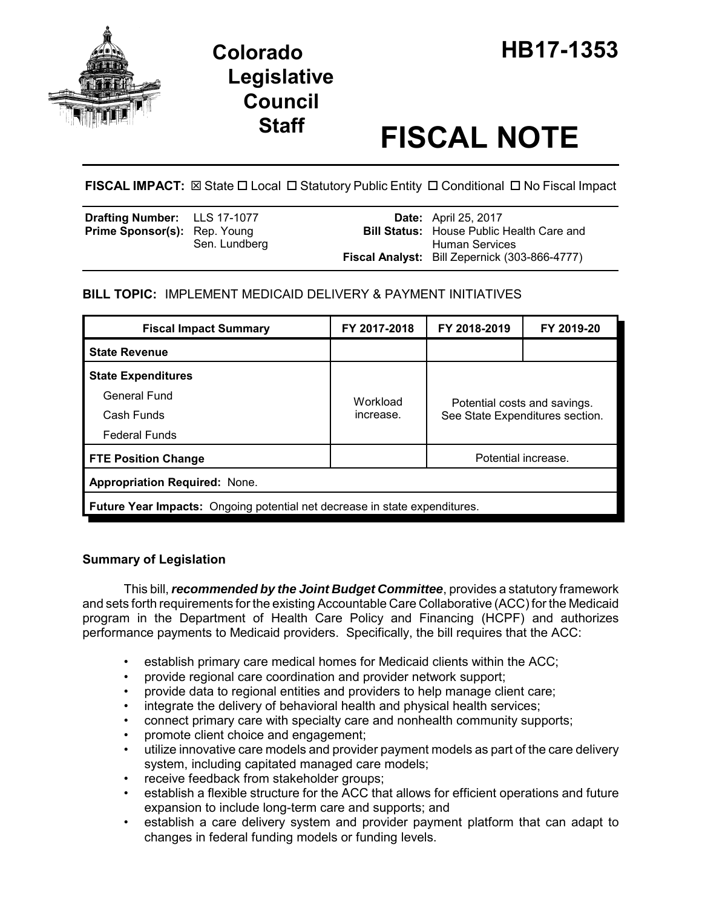# Colorado Legislative Council Staff

# HB17-1353

# FISCAL NOTE

**FISCAL IMPACT:** ☒ State ☐ Local ☐ Statutory Public Entity ☐ Conditional ☐ No Fiscal Impact

| | | | |
|---|---|---|---|
| **Drafting Number:** | LLS 17-1077 | **Date:** | April 25, 2017 |
| **Prime Sponsor(s):** | Rep. Young<br>Sen. Lundberg | **Bill Status:** | House Public Health Care and Human Services |
| | | **Fiscal Analyst:** | Bill Zepernick (303-866-4777) |

**BILL TOPIC:** IMPLEMENT MEDICAID DELIVERY & PAYMENT INITIATIVES

| Fiscal Impact Summary | FY 2017-2018 | FY 2018-2019 | FY 2019-20 |
|---|---|---|---|
| **State Revenue** | | | |
| **State Expenditures** | Workload increase. | Potential costs and savings. See State Expenditures section. | |
| General Fund | | | |
| Cash Funds | | | |
| Federal Funds | | | |
| **FTE Position Change** | | Potential increase. | |
| **Appropriation Required:** None. | | | |
| **Future Year Impacts:** Ongoing potential net decrease in state expenditures. | | | |

## Summary of Legislation

This bill, ***recommended by the Joint Budget Committee***, provides a statutory framework and sets forth requirements for the existing Accountable Care Collaborative (ACC) for the Medicaid program in the Department of Health Care Policy and Financing (HCPF) and authorizes performance payments to Medicaid providers. Specifically, the bill requires that the ACC:

- establish primary care medical homes for Medicaid clients within the ACC;
- provide regional care coordination and provider network support;
- provide data to regional entities and providers to help manage client care;
- integrate the delivery of behavioral health and physical health services;
- connect primary care with specialty care and nonhealth community supports;
- promote client choice and engagement;
- utilize innovative care models and provider payment models as part of the care delivery system, including capitated managed care models;
- receive feedback from stakeholder groups;
- establish a flexible structure for the ACC that allows for efficient operations and future expansion to include long-term care and supports; and
- establish a care delivery system and provider payment platform that can adapt to changes in federal funding models or funding levels.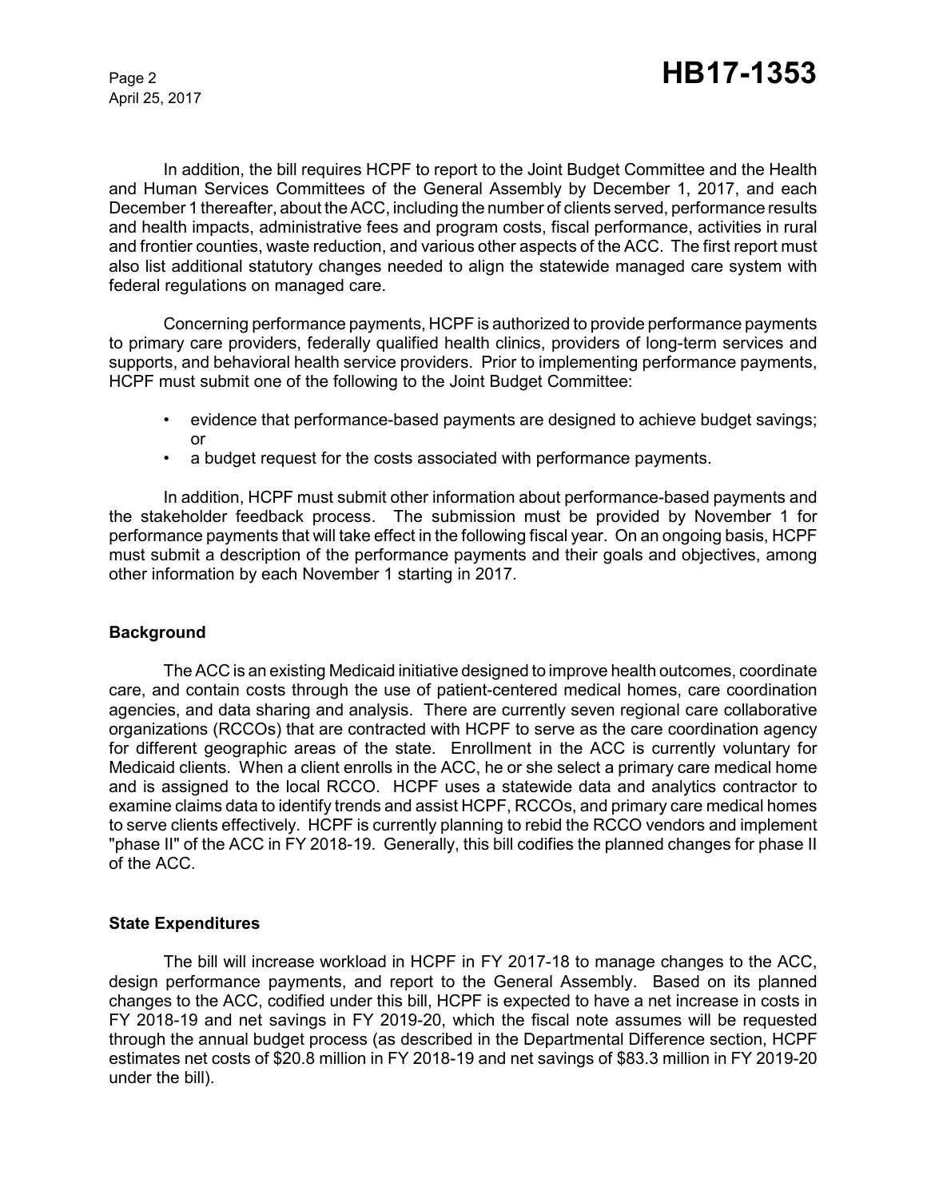In addition, the bill requires HCPF to report to the Joint Budget Committee and the Health and Human Services Committees of the General Assembly by December 1, 2017, and each December 1 thereafter, about the ACC, including the number of clients served, performance results and health impacts, administrative fees and program costs, fiscal performance, activities in rural and frontier counties, waste reduction, and various other aspects of the ACC. The first report must also list additional statutory changes needed to align the statewide managed care system with federal regulations on managed care.

Concerning performance payments, HCPF is authorized to provide performance payments to primary care providers, federally qualified health clinics, providers of long-term services and supports, and behavioral health service providers. Prior to implementing performance payments, HCPF must submit one of the following to the Joint Budget Committee:

- evidence that performance-based payments are designed to achieve budget savings; or
- a budget request for the costs associated with performance payments.

In addition, HCPF must submit other information about performance-based payments and the stakeholder feedback process. The submission must be provided by November 1 for performance payments that will take effect in the following fiscal year. On an ongoing basis, HCPF must submit a description of the performance payments and their goals and objectives, among other information by each November 1 starting in 2017.

### Background

The ACC is an existing Medicaid initiative designed to improve health outcomes, coordinate care, and contain costs through the use of patient-centered medical homes, care coordination agencies, and data sharing and analysis. There are currently seven regional care collaborative organizations (RCCOs) that are contracted with HCPF to serve as the care coordination agency for different geographic areas of the state. Enrollment in the ACC is currently voluntary for Medicaid clients. When a client enrolls in the ACC, he or she select a primary care medical home and is assigned to the local RCCO. HCPF uses a statewide data and analytics contractor to examine claims data to identify trends and assist HCPF, RCCOs, and primary care medical homes to serve clients effectively. HCPF is currently planning to rebid the RCCO vendors and implement "phase II" of the ACC in FY 2018-19. Generally, this bill codifies the planned changes for phase II of the ACC.

### State Expenditures

The bill will increase workload in HCPF in FY 2017-18 to manage changes to the ACC, design performance payments, and report to the General Assembly. Based on its planned changes to the ACC, codified under this bill, HCPF is expected to have a net increase in costs in FY 2018-19 and net savings in FY 2019-20, which the fiscal note assumes will be requested through the annual budget process (as described in the Departmental Difference section, HCPF estimates net costs of $20.8 million in FY 2018-19 and net savings of $83.3 million in FY 2019-20 under the bill).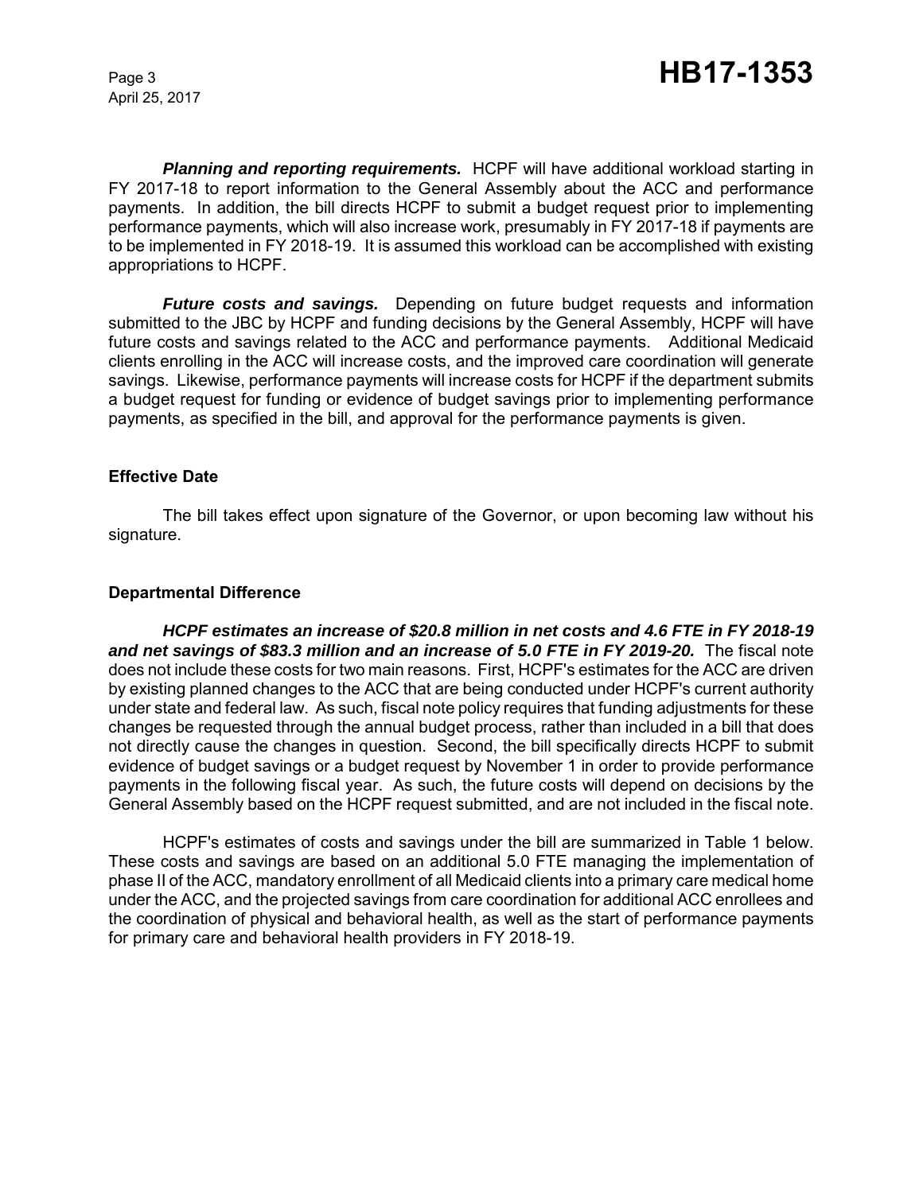***Planning and reporting requirements.*** HCPF will have additional workload starting in FY 2017-18 to report information to the General Assembly about the ACC and performance payments. In addition, the bill directs HCPF to submit a budget request prior to implementing performance payments, which will also increase work, presumably in FY 2017-18 if payments are to be implemented in FY 2018-19. It is assumed this workload can be accomplished with existing appropriations to HCPF.

***Future costs and savings.*** Depending on future budget requests and information submitted to the JBC by HCPF and funding decisions by the General Assembly, HCPF will have future costs and savings related to the ACC and performance payments. Additional Medicaid clients enrolling in the ACC will increase costs, and the improved care coordination will generate savings. Likewise, performance payments will increase costs for HCPF if the department submits a budget request for funding or evidence of budget savings prior to implementing performance payments, as specified in the bill, and approval for the performance payments is given.

## Effective Date

The bill takes effect upon signature of the Governor, or upon becoming law without his signature.

## Departmental Difference

***HCPF estimates an increase of $20.8 million in net costs and 4.6 FTE in FY 2018-19 and net savings of $83.3 million and an increase of 5.0 FTE in FY 2019-20.*** The fiscal note does not include these costs for two main reasons. First, HCPF's estimates for the ACC are driven by existing planned changes to the ACC that are being conducted under HCPF's current authority under state and federal law. As such, fiscal note policy requires that funding adjustments for these changes be requested through the annual budget process, rather than included in a bill that does not directly cause the changes in question. Second, the bill specifically directs HCPF to submit evidence of budget savings or a budget request by November 1 in order to provide performance payments in the following fiscal year. As such, the future costs will depend on decisions by the General Assembly based on the HCPF request submitted, and are not included in the fiscal note.

HCPF's estimates of costs and savings under the bill are summarized in Table 1 below. These costs and savings are based on an additional 5.0 FTE managing the implementation of phase II of the ACC, mandatory enrollment of all Medicaid clients into a primary care medical home under the ACC, and the projected savings from care coordination for additional ACC enrollees and the coordination of physical and behavioral health, as well as the start of performance payments for primary care and behavioral health providers in FY 2018-19.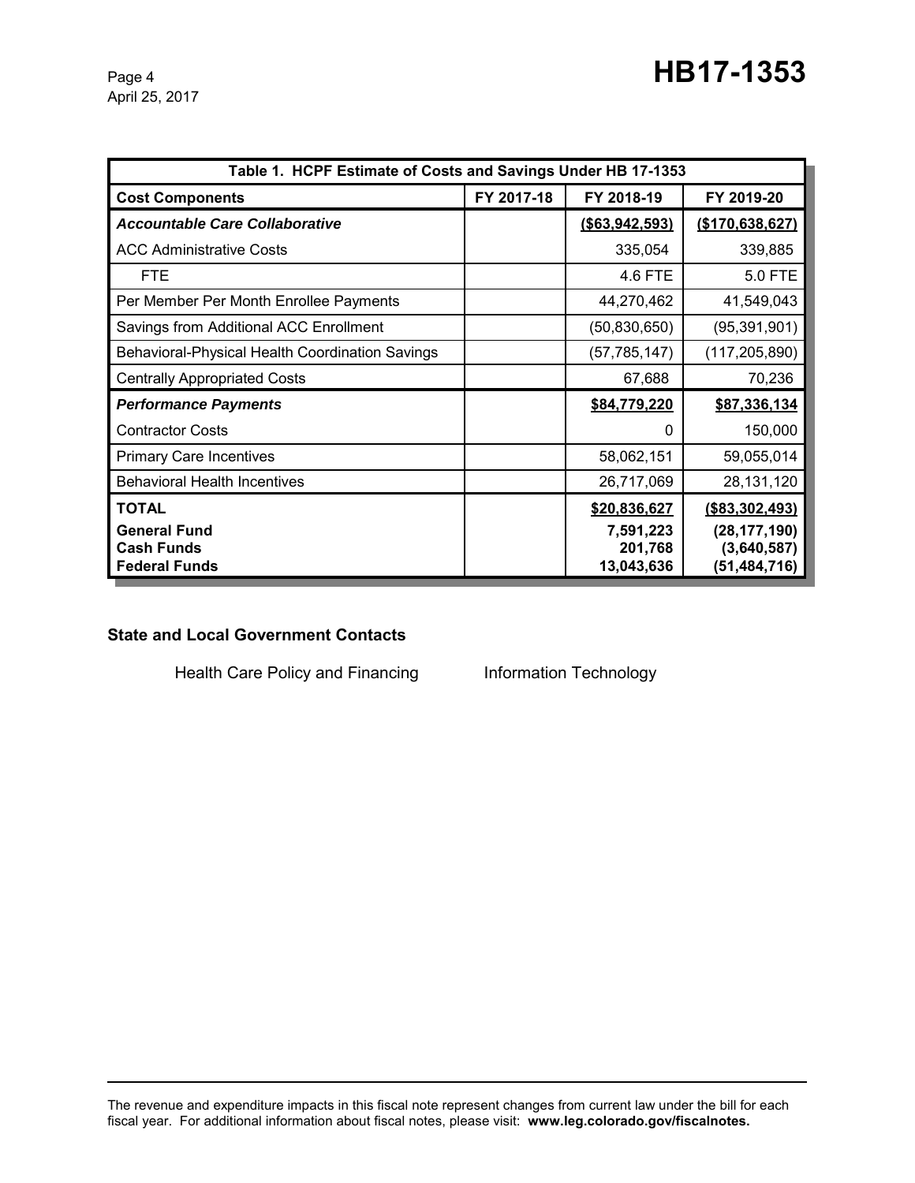| Table 1. HCPF Estimate of Costs and Savings Under HB 17-1353 | | | |
|---|---|---|---|
| **Cost Components** | **FY 2017-18** | **FY 2018-19** | **FY 2019-20** |
| ***Accountable Care Collaborative*** | | **($63,942,593)** | **($170,638,627)** |
| ACC Administrative Costs | | 335,054 | 339,885 |
| FTE | | 4.6 FTE | 5.0 FTE |
| Per Member Per Month Enrollee Payments | | 44,270,462 | 41,549,043 |
| Savings from Additional ACC Enrollment | | (50,830,650) | (95,391,901) |
| Behavioral-Physical Health Coordination Savings | | (57,785,147) | (117,205,890) |
| Centrally Appropriated Costs | | 67,688 | 70,236 |
| ***Performance Payments*** | | **$84,779,220** | **$87,336,134** |
| Contractor Costs | | 0 | 150,000 |
| Primary Care Incentives | | 58,062,151 | 59,055,014 |
| Behavioral Health Incentives | | 26,717,069 | 28,131,120 |
| **TOTAL** | | **$20,836,627** | **($83,302,493)** |
| **General Fund** | | **7,591,223** | **(28,177,190)** |
| **Cash Funds** | | **201,768** | **(3,640,587)** |
| **Federal Funds** | | **13,043,636** | **(51,484,716)** |

## State and Local Government Contacts

Health Care Policy and Financing        Information Technology

The revenue and expenditure impacts in this fiscal note represent changes from current law under the bill for each fiscal year. For additional information about fiscal notes, please visit: **www.leg.colorado.gov/fiscalnotes.**